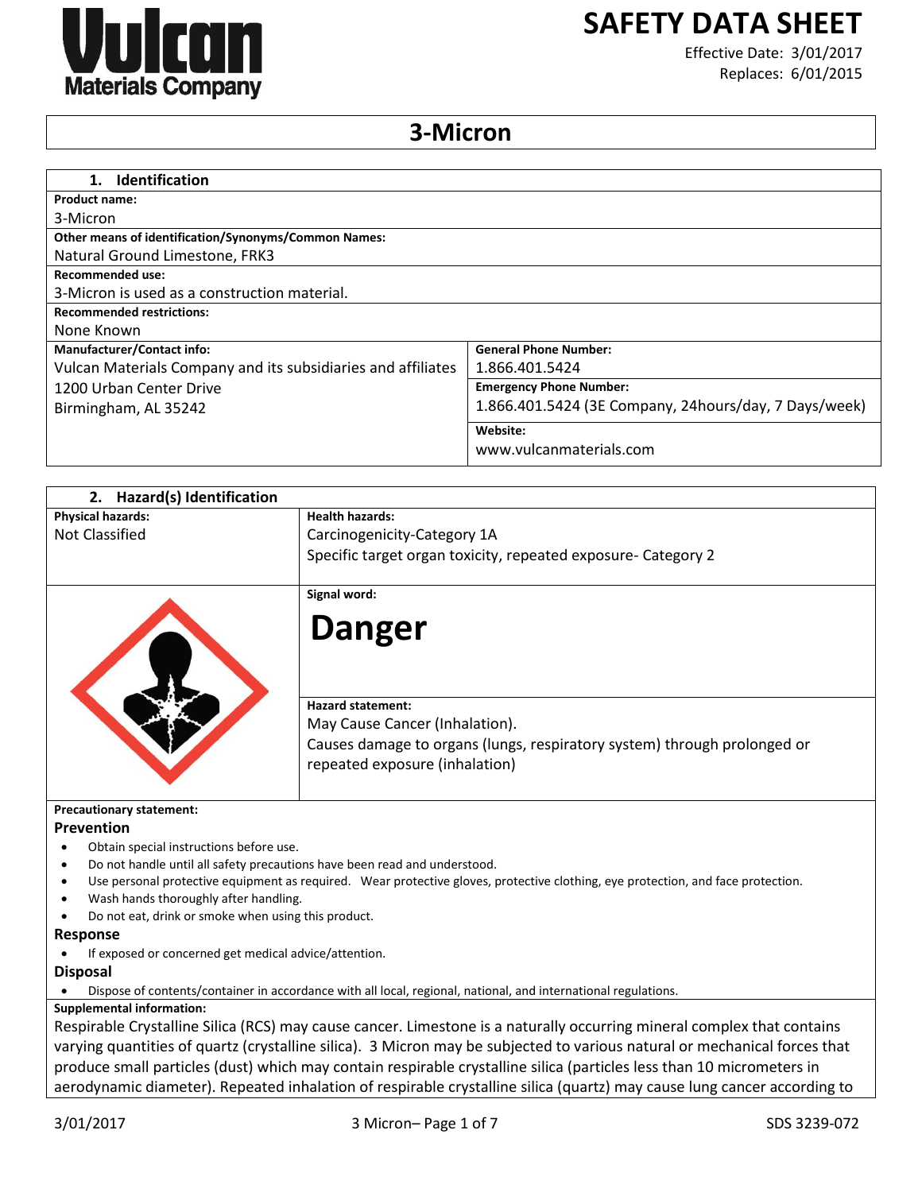# SAFETY DATA SHEET

Effective Date: 3/01/2017
Replaces: 6/01/2015

## 3-Micron

### 1. Identification

**Product name:**
3-Micron

**Other means of identification/Synonyms/Common Names:**
Natural Ground Limestone, FRK3

**Recommended use:**
3-Micron is used as a construction material.

**Recommended restrictions:**
None Known

| Manufacturer/Contact info: | General Phone Number: |
|---|---|
| Vulcan Materials Company and its subsidiaries and affiliates | 1.866.401.5424 |
| 1200 Urban Center Drive<br>Birmingham, AL 35242 | **Emergency Phone Number:**<br>1.866.401.5424 (3E Company, 24hours/day, 7 Days/week) |
| | **Website:**<br>www.vulcanmaterials.com |

### 2. Hazard(s) Identification

| Physical hazards: | Health hazards: |
|---|---|
| Not Classified | Carcinogenicity-Category 1A<br>Specific target organ toxicity, repeated exposure- Category 2 |

**Signal word:**

**Danger**

**Hazard statement:**
May Cause Cancer (Inhalation).
Causes damage to organs (lungs, respiratory system) through prolonged or repeated exposure (inhalation)

**Precautionary statement:**

**Prevention**

- Obtain special instructions before use.
- Do not handle until all safety precautions have been read and understood.
- Use personal protective equipment as required. Wear protective gloves, protective clothing, eye protection, and face protection.
- Wash hands thoroughly after handling.
- Do not eat, drink or smoke when using this product.

**Response**

- If exposed or concerned get medical advice/attention.

**Disposal**

- Dispose of contents/container in accordance with all local, regional, national, and international regulations.

**Supplemental information:**
Respirable Crystalline Silica (RCS) may cause cancer. Limestone is a naturally occurring mineral complex that contains varying quantities of quartz (crystalline silica). 3 Micron may be subjected to various natural or mechanical forces that produce small particles (dust) which may contain respirable crystalline silica (particles less than 10 micrometers in aerodynamic diameter). Repeated inhalation of respirable crystalline silica (quartz) may cause lung cancer according to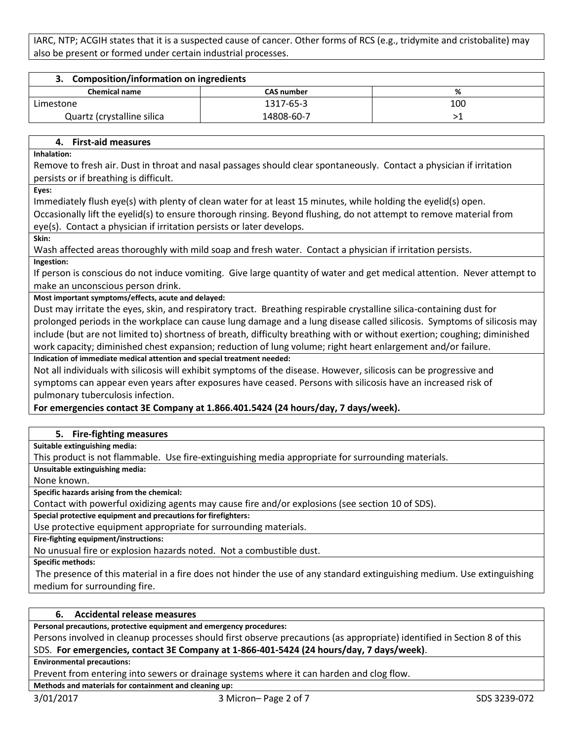IARC, NTP; ACGIH states that it is a suspected cause of cancer. Other forms of RCS (e.g., tridymite and cristobalite) may also be present or formed under certain industrial processes.

## 3. Composition/information on ingredients

| Chemical name | CAS number | % |
|---|---|---|
| Limestone | 1317-65-3 | 100 |
| Quartz (crystalline silica | 14808-60-7 | >1 |

## 4. First-aid measures

**Inhalation:**

Remove to fresh air. Dust in throat and nasal passages should clear spontaneously. Contact a physician if irritation persists or if breathing is difficult.

**Eyes:**

Immediately flush eye(s) with plenty of clean water for at least 15 minutes, while holding the eyelid(s) open. Occasionally lift the eyelid(s) to ensure thorough rinsing. Beyond flushing, do not attempt to remove material from eye(s). Contact a physician if irritation persists or later develops.

**Skin:**

Wash affected areas thoroughly with mild soap and fresh water. Contact a physician if irritation persists.

**Ingestion:**

If person is conscious do not induce vomiting. Give large quantity of water and get medical attention. Never attempt to make an unconscious person drink.

**Most important symptoms/effects, acute and delayed:**

Dust may irritate the eyes, skin, and respiratory tract. Breathing respirable crystalline silica-containing dust for prolonged periods in the workplace can cause lung damage and a lung disease called silicosis. Symptoms of silicosis may include (but are not limited to) shortness of breath, difficulty breathing with or without exertion; coughing; diminished work capacity; diminished chest expansion; reduction of lung volume; right heart enlargement and/or failure.

**Indication of immediate medical attention and special treatment needed:**

Not all individuals with silicosis will exhibit symptoms of the disease. However, silicosis can be progressive and symptoms can appear even years after exposures have ceased. Persons with silicosis have an increased risk of pulmonary tuberculosis infection.

**For emergencies contact 3E Company at 1.866.401.5424 (24 hours/day, 7 days/week).**

## 5. Fire-fighting measures

**Suitable extinguishing media:**

This product is not flammable. Use fire-extinguishing media appropriate for surrounding materials.

**Unsuitable extinguishing media:**

None known.

**Specific hazards arising from the chemical:**

Contact with powerful oxidizing agents may cause fire and/or explosions (see section 10 of SDS).

**Special protective equipment and precautions for firefighters:**

Use protective equipment appropriate for surrounding materials.

**Fire-fighting equipment/instructions:**

No unusual fire or explosion hazards noted. Not a combustible dust.

**Specific methods:**

The presence of this material in a fire does not hinder the use of any standard extinguishing medium. Use extinguishing medium for surrounding fire.

## 6. Accidental release measures

**Personal precautions, protective equipment and emergency procedures:**

Persons involved in cleanup processes should first observe precautions (as appropriate) identified in Section 8 of this SDS. **For emergencies, contact 3E Company at 1-866-401-5424 (24 hours/day, 7 days/week)**.

**Environmental precautions:**

Prevent from entering into sewers or drainage systems where it can harden and clog flow.

**Methods and materials for containment and cleaning up:**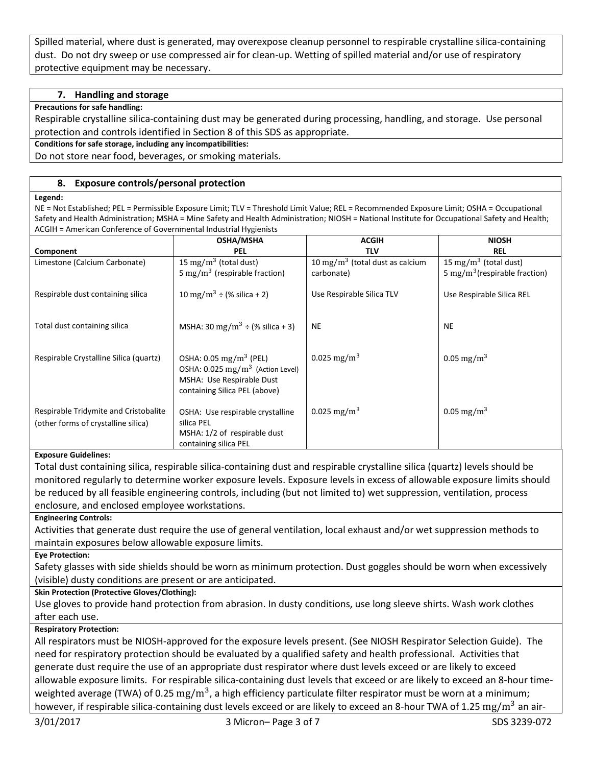Spilled material, where dust is generated, may overexpose cleanup personnel to respirable crystalline silica-containing dust. Do not dry sweep or use compressed air for clean-up. Wetting of spilled material and/or use of respiratory protective equipment may be necessary.

## 7. Handling and storage

**Precautions for safe handling:**

Respirable crystalline silica-containing dust may be generated during processing, handling, and storage. Use personal protection and controls identified in Section 8 of this SDS as appropriate.

**Conditions for safe storage, including any incompatibilities:**

Do not store near food, beverages, or smoking materials.

## 8. Exposure controls/personal protection

**Legend:**

NE = Not Established; PEL = Permissible Exposure Limit; TLV = Threshold Limit Value; REL = Recommended Exposure Limit; OSHA = Occupational Safety and Health Administration; MSHA = Mine Safety and Health Administration; NIOSH = National Institute for Occupational Safety and Health; ACGIH = American Conference of Governmental Industrial Hygienists

| Component | OSHA/MSHA PEL | ACGIH TLV | NIOSH REL |
|---|---|---|---|
| Limestone (Calcium Carbonate) | 15 $mg/m^3$ (total dust)<br>5 $mg/m^3$ (respirable fraction) | 10 $mg/m^3$ (total dust as calcium carbonate) | 15 $mg/m^3$ (total dust)<br>5 $mg/m^3$(respirable fraction) |
| Respirable dust containing silica | 10 $mg/m^3$ ÷ (% silica + 2) | Use Respirable Silica TLV | Use Respirable Silica REL |
| Total dust containing silica | MSHA: 30 $mg/m^3$ ÷ (% silica + 3) | NE | NE |
| Respirable Crystalline Silica (quartz) | OSHA: 0.05 $mg/m^3$ (PEL)<br>OSHA: 0.025 $mg/m^3$ (Action Level)<br>MSHA: Use Respirable Dust containing Silica PEL (above) | 0.025 $mg/m^3$ | 0.05 $mg/m^3$ |
| Respirable Tridymite and Cristobalite (other forms of crystalline silica) | OSHA: Use respirable crystalline silica PEL<br>MSHA: 1/2 of respirable dust containing silica PEL | 0.025 $mg/m^3$ | 0.05 $mg/m^3$ |

**Exposure Guidelines:**

Total dust containing silica, respirable silica-containing dust and respirable crystalline silica (quartz) levels should be monitored regularly to determine worker exposure levels. Exposure levels in excess of allowable exposure limits should be reduced by all feasible engineering controls, including (but not limited to) wet suppression, ventilation, process enclosure, and enclosed employee workstations.

**Engineering Controls:**

Activities that generate dust require the use of general ventilation, local exhaust and/or wet suppression methods to maintain exposures below allowable exposure limits.

**Eye Protection:**

Safety glasses with side shields should be worn as minimum protection. Dust goggles should be worn when excessively (visible) dusty conditions are present or are anticipated.

**Skin Protection (Protective Gloves/Clothing):**

Use gloves to provide hand protection from abrasion. In dusty conditions, use long sleeve shirts. Wash work clothes after each use.

**Respiratory Protection:**

All respirators must be NIOSH-approved for the exposure levels present. (See NIOSH Respirator Selection Guide). The need for respiratory protection should be evaluated by a qualified safety and health professional. Activities that generate dust require the use of an appropriate dust respirator where dust levels exceed or are likely to exceed allowable exposure limits. For respirable silica-containing dust levels that exceed or are likely to exceed an 8-hour time-weighted average (TWA) of 0.25 $mg/m^3$, a high efficiency particulate filter respirator must be worn at a minimum; however, if respirable silica-containing dust levels exceed or are likely to exceed an 8-hour TWA of 1.25 $mg/m^3$ an air-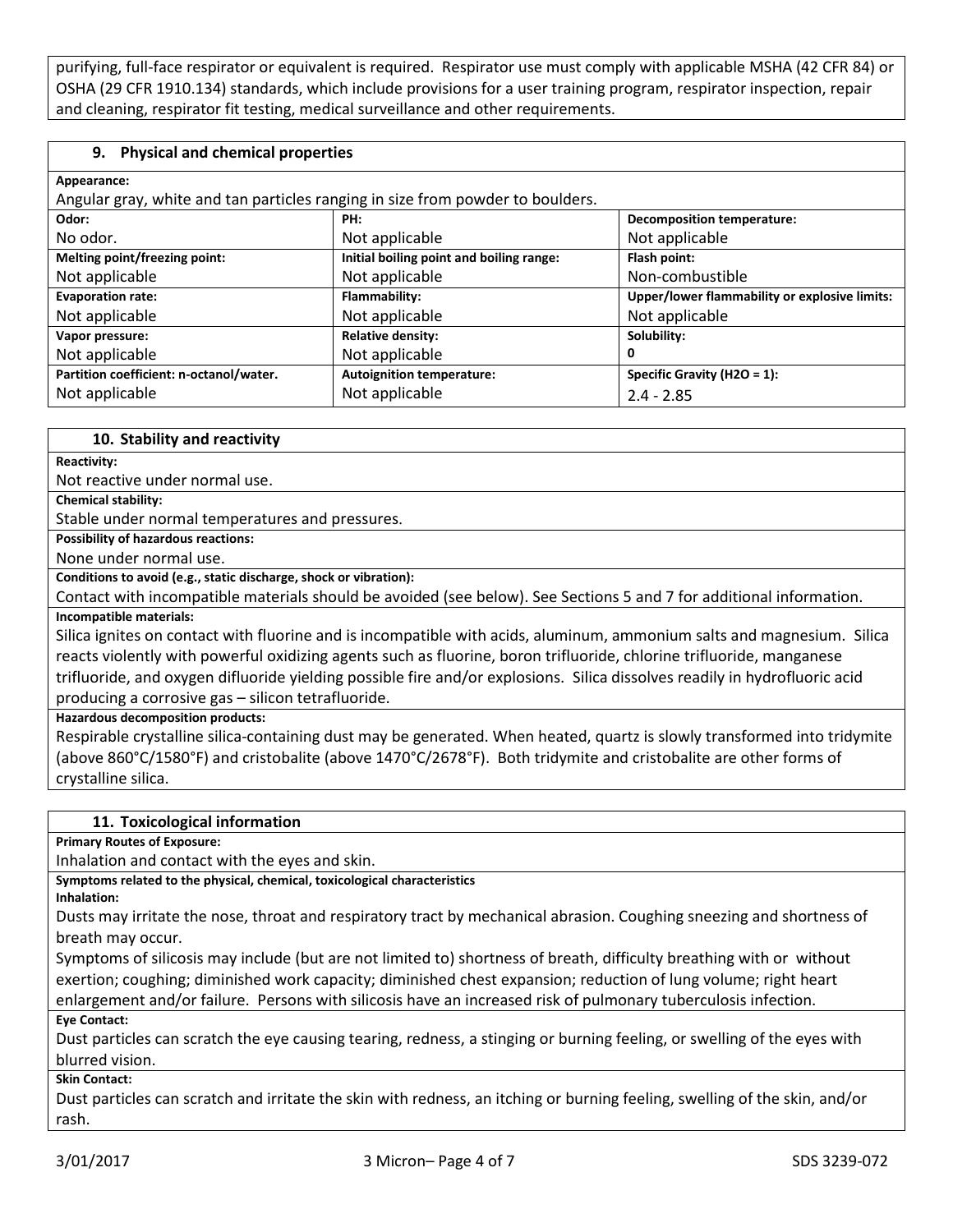purifying, full-face respirator or equivalent is required. Respirator use must comply with applicable MSHA (42 CFR 84) or OSHA (29 CFR 1910.134) standards, which include provisions for a user training program, respirator inspection, repair and cleaning, respirator fit testing, medical surveillance and other requirements.

## 9. Physical and chemical properties

**Appearance:**

Angular gray, white and tan particles ranging in size from powder to boulders.

| **Odor:** | **PH:** | **Decomposition temperature:** |
|---|---|---|
| No odor. | Not applicable | Not applicable |
| **Melting point/freezing point:** | **Initial boiling point and boiling range:** | **Flash point:** |
| Not applicable | Not applicable | Non-combustible |
| **Evaporation rate:** | **Flammability:** | **Upper/lower flammability or explosive limits:** |
| Not applicable | Not applicable | Not applicable |
| **Vapor pressure:** | **Relative density:** | **Solubility:** |
| Not applicable | Not applicable | 0 |
| **Partition coefficient: n-octanol/water.** | **Autoignition temperature:** | **Specific Gravity ($H_2O$ = 1):** |
| Not applicable | Not applicable | 2.4 - 2.85 |

## 10. Stability and reactivity

**Reactivity:**

Not reactive under normal use.

**Chemical stability:**

Stable under normal temperatures and pressures.

**Possibility of hazardous reactions:**

None under normal use.

**Conditions to avoid (e.g., static discharge, shock or vibration):**

Contact with incompatible materials should be avoided (see below). See Sections 5 and 7 for additional information.

**Incompatible materials:**

Silica ignites on contact with fluorine and is incompatible with acids, aluminum, ammonium salts and magnesium. Silica reacts violently with powerful oxidizing agents such as fluorine, boron trifluoride, chlorine trifluoride, manganese trifluoride, and oxygen difluoride yielding possible fire and/or explosions. Silica dissolves readily in hydrofluoric acid producing a corrosive gas – silicon tetrafluoride.

**Hazardous decomposition products:**

Respirable crystalline silica-containing dust may be generated. When heated, quartz is slowly transformed into tridymite (above 860°C/1580°F) and cristobalite (above 1470°C/2678°F). Both tridymite and cristobalite are other forms of crystalline silica.

## 11. Toxicological information

**Primary Routes of Exposure:**

Inhalation and contact with the eyes and skin.

**Symptoms related to the physical, chemical, toxicological characteristics**

**Inhalation:**

Dusts may irritate the nose, throat and respiratory tract by mechanical abrasion. Coughing sneezing and shortness of breath may occur.

Symptoms of silicosis may include (but are not limited to) shortness of breath, difficulty breathing with or without exertion; coughing; diminished work capacity; diminished chest expansion; reduction of lung volume; right heart enlargement and/or failure. Persons with silicosis have an increased risk of pulmonary tuberculosis infection.

**Eye Contact:**

Dust particles can scratch the eye causing tearing, redness, a stinging or burning feeling, or swelling of the eyes with blurred vision.

**Skin Contact:**

Dust particles can scratch and irritate the skin with redness, an itching or burning feeling, swelling of the skin, and/or rash.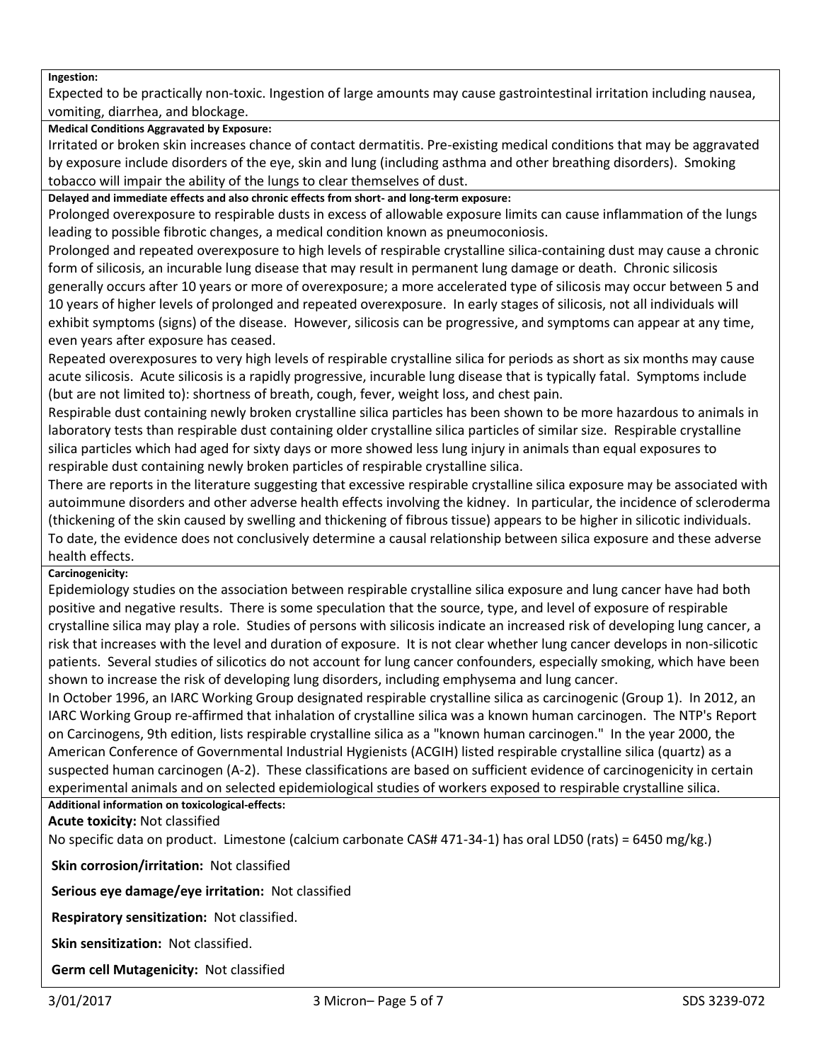**Ingestion:**

Expected to be practically non-toxic. Ingestion of large amounts may cause gastrointestinal irritation including nausea, vomiting, diarrhea, and blockage.

**Medical Conditions Aggravated by Exposure:**

Irritated or broken skin increases chance of contact dermatitis. Pre-existing medical conditions that may be aggravated by exposure include disorders of the eye, skin and lung (including asthma and other breathing disorders). Smoking tobacco will impair the ability of the lungs to clear themselves of dust.

**Delayed and immediate effects and also chronic effects from short- and long-term exposure:**

Prolonged overexposure to respirable dusts in excess of allowable exposure limits can cause inflammation of the lungs leading to possible fibrotic changes, a medical condition known as pneumoconiosis.

Prolonged and repeated overexposure to high levels of respirable crystalline silica-containing dust may cause a chronic form of silicosis, an incurable lung disease that may result in permanent lung damage or death. Chronic silicosis generally occurs after 10 years or more of overexposure; a more accelerated type of silicosis may occur between 5 and 10 years of higher levels of prolonged and repeated overexposure. In early stages of silicosis, not all individuals will exhibit symptoms (signs) of the disease. However, silicosis can be progressive, and symptoms can appear at any time, even years after exposure has ceased.

Repeated overexposures to very high levels of respirable crystalline silica for periods as short as six months may cause acute silicosis. Acute silicosis is a rapidly progressive, incurable lung disease that is typically fatal. Symptoms include (but are not limited to): shortness of breath, cough, fever, weight loss, and chest pain.

Respirable dust containing newly broken crystalline silica particles has been shown to be more hazardous to animals in laboratory tests than respirable dust containing older crystalline silica particles of similar size. Respirable crystalline silica particles which had aged for sixty days or more showed less lung injury in animals than equal exposures to respirable dust containing newly broken particles of respirable crystalline silica.

There are reports in the literature suggesting that excessive respirable crystalline silica exposure may be associated with autoimmune disorders and other adverse health effects involving the kidney. In particular, the incidence of scleroderma (thickening of the skin caused by swelling and thickening of fibrous tissue) appears to be higher in silicotic individuals. To date, the evidence does not conclusively determine a causal relationship between silica exposure and these adverse health effects.

**Carcinogenicity:**

Epidemiology studies on the association between respirable crystalline silica exposure and lung cancer have had both positive and negative results. There is some speculation that the source, type, and level of exposure of respirable crystalline silica may play a role. Studies of persons with silicosis indicate an increased risk of developing lung cancer, a risk that increases with the level and duration of exposure. It is not clear whether lung cancer develops in non-silicotic patients. Several studies of silicotics do not account for lung cancer confounders, especially smoking, which have been shown to increase the risk of developing lung disorders, including emphysema and lung cancer.

In October 1996, an IARC Working Group designated respirable crystalline silica as carcinogenic (Group 1). In 2012, an IARC Working Group re-affirmed that inhalation of crystalline silica was a known human carcinogen. The NTP's Report on Carcinogens, 9th edition, lists respirable crystalline silica as a "known human carcinogen." In the year 2000, the American Conference of Governmental Industrial Hygienists (ACGIH) listed respirable crystalline silica (quartz) as a suspected human carcinogen (A-2). These classifications are based on sufficient evidence of carcinogenicity in certain experimental animals and on selected epidemiological studies of workers exposed to respirable crystalline silica.

**Additional information on toxicological-effects:**

**Acute toxicity:** Not classified

No specific data on product. Limestone (calcium carbonate CAS# 471-34-1) has oral LD50 (rats) = 6450 mg/kg.)

**Skin corrosion/irritation:** Not classified

**Serious eye damage/eye irritation:** Not classified

**Respiratory sensitization:** Not classified.

**Skin sensitization:** Not classified.

**Germ cell Mutagenicity:** Not classified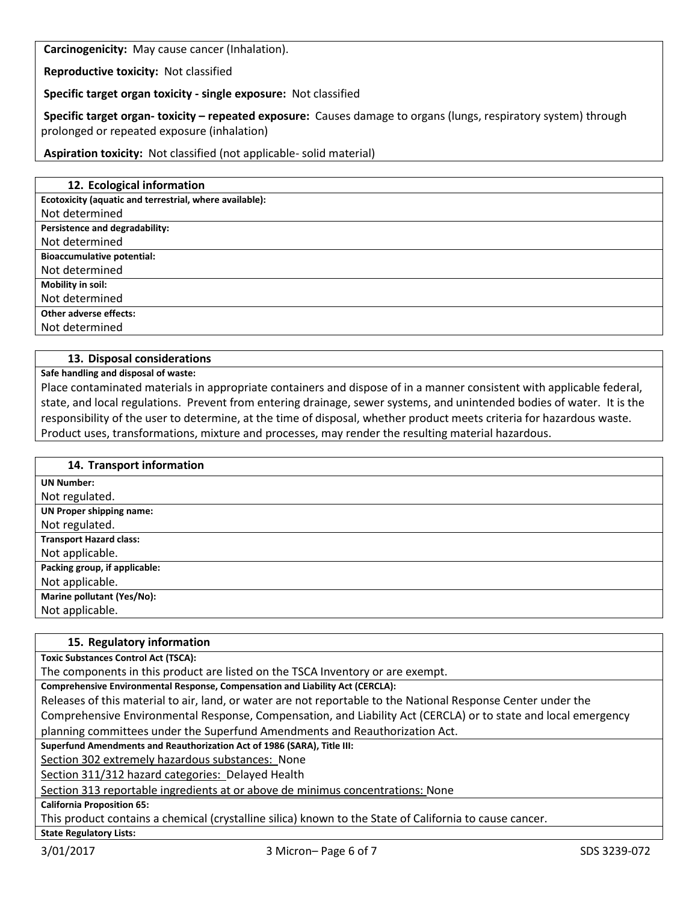**Carcinogenicity:** May cause cancer (Inhalation).

**Reproductive toxicity:** Not classified

**Specific target organ toxicity - single exposure:** Not classified

**Specific target organ- toxicity – repeated exposure:** Causes damage to organs (lungs, respiratory system) through prolonged or repeated exposure (inhalation)

**Aspiration toxicity:** Not classified (not applicable- solid material)

## 12. Ecological information

**Ecotoxicity (aquatic and terrestrial, where available):**
Not determined

**Persistence and degradability:**
Not determined

**Bioaccumulative potential:**
Not determined

**Mobility in soil:**
Not determined

**Other adverse effects:**
Not determined

## 13. Disposal considerations

**Safe handling and disposal of waste:**
Place contaminated materials in appropriate containers and dispose of in a manner consistent with applicable federal, state, and local regulations. Prevent from entering drainage, sewer systems, and unintended bodies of water. It is the responsibility of the user to determine, at the time of disposal, whether product meets criteria for hazardous waste. Product uses, transformations, mixture and processes, may render the resulting material hazardous.

## 14. Transport information

**UN Number:**
Not regulated.

**UN Proper shipping name:**
Not regulated.

**Transport Hazard class:**
Not applicable.

**Packing group, if applicable:**
Not applicable.

**Marine pollutant (Yes/No):**
Not applicable.

## 15. Regulatory information

**Toxic Substances Control Act (TSCA):**
The components in this product are listed on the TSCA Inventory or are exempt.

**Comprehensive Environmental Response, Compensation and Liability Act (CERCLA):**
Releases of this material to air, land, or water are not reportable to the National Response Center under the Comprehensive Environmental Response, Compensation, and Liability Act (CERCLA) or to state and local emergency planning committees under the Superfund Amendments and Reauthorization Act.

**Superfund Amendments and Reauthorization Act of 1986 (SARA), Title III:**
Section 302 extremely hazardous substances: None
Section 311/312 hazard categories: Delayed Health
Section 313 reportable ingredients at or above de minimus concentrations: None

**California Proposition 65:**
This product contains a chemical (crystalline silica) known to the State of California to cause cancer.

**State Regulatory Lists:**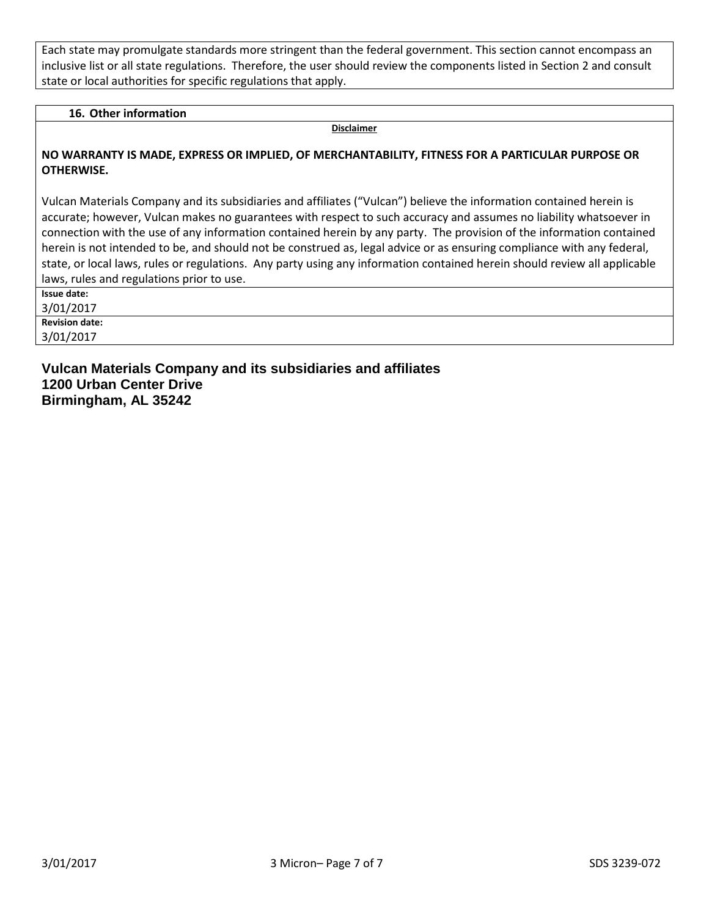Each state may promulgate standards more stringent than the federal government. This section cannot encompass an inclusive list or all state regulations. Therefore, the user should review the components listed in Section 2 and consult state or local authorities for specific regulations that apply.

## 16. Other information

**Disclaimer**

**NO WARRANTY IS MADE, EXPRESS OR IMPLIED, OF MERCHANTABILITY, FITNESS FOR A PARTICULAR PURPOSE OR OTHERWISE.**

Vulcan Materials Company and its subsidiaries and affiliates ("Vulcan") believe the information contained herein is accurate; however, Vulcan makes no guarantees with respect to such accuracy and assumes no liability whatsoever in connection with the use of any information contained herein by any party. The provision of the information contained herein is not intended to be, and should not be construed as, legal advice or as ensuring compliance with any federal, state, or local laws, rules or regulations. Any party using any information contained herein should review all applicable laws, rules and regulations prior to use.

**Issue date:**
3/01/2017

**Revision date:**
3/01/2017

**Vulcan Materials Company and its subsidiaries and affiliates**
**1200 Urban Center Drive**
**Birmingham, AL 35242**